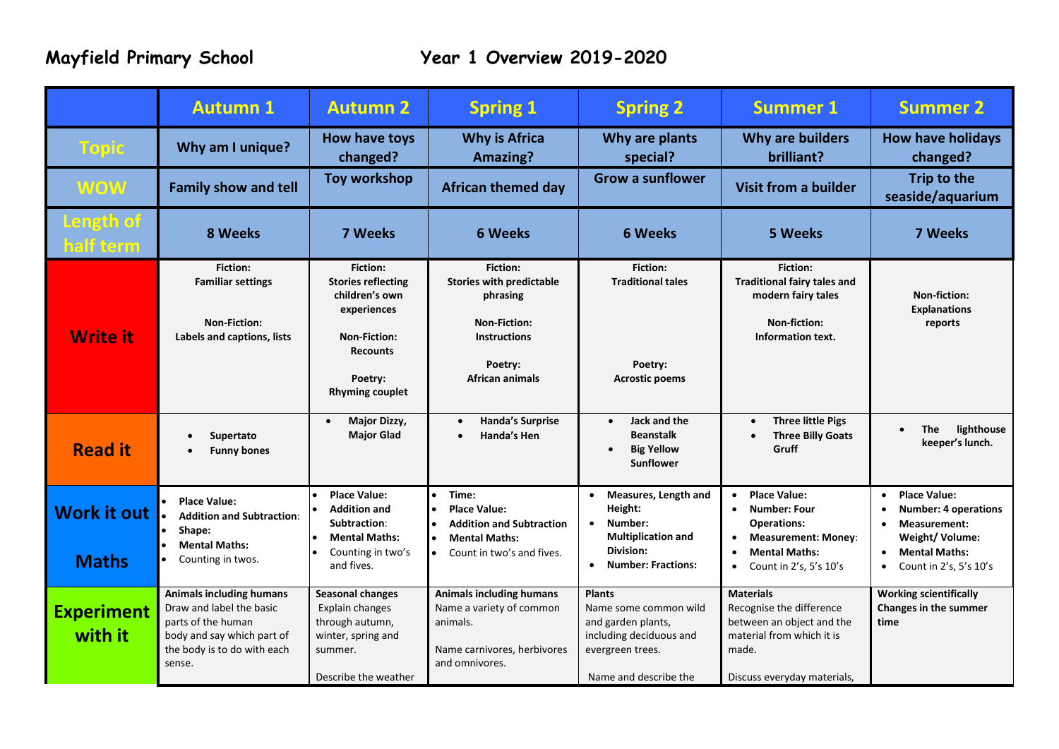**Mayfield Primary School** **Year 1 Overview 2019-2020**

| | Autumn 1 | Autumn 2 | Spring 1 | Spring 2 | Summer 1 | Summer 2 |
|---|---|---|---|---|---|---|
| **Topic** | **Why am I unique?** | **How have toys changed?** | **Why is Africa Amazing?** | **Why are plants special?** | **Why are builders brilliant?** | **How have holidays changed?** |
| **WOW** | **Family show and tell** | **Toy workshop** | **African themed day** | **Grow a sunflower** | **Visit from a builder** | **Trip to the seaside/aquarium** |
| **Length of half term** | **8 Weeks** | **7 Weeks** | **6 Weeks** | **6 Weeks** | **5 Weeks** | **7 Weeks** |
| **Write it** | **Fiction:** **Familiar settings** <br><br> **Non-Fiction:** **Labels and captions, lists** | **Fiction:** **Stories reflecting children's own experiences** <br><br> **Non-Fiction:** **Recounts** <br><br> **Poetry:** **Rhyming couplet** | **Fiction:** **Stories with predictable phrasing** <br><br> **Non-Fiction:** **Instructions** <br><br> **Poetry:** **African animals** | **Fiction:** **Traditional tales** <br><br> **Poetry:** **Acrostic poems** | **Fiction:** **Traditional fairy tales and modern fairy tales** <br><br> **Non-fiction:** **Information text.** | **Non-fiction:** **Explanations reports** |
| **Read it** | • **Supertato** <br> • **Funny bones** | • **Major Dizzy, Major Glad** | • **Handa's Surprise** <br> • **Handa's Hen** | • **Jack and the Beanstalk** <br> • **Big Yellow Sunflower** | • **Three little Pigs** <br> • **Three Billy Goats Gruff** | • **The lighthouse keeper's lunch.** |
| **Work it out** <br><br> **Maths** | • **Place Value:** <br> • **Addition and Subtraction**: <br> • **Shape:** <br> • **Mental Maths:** <br> • Counting in twos. | • **Place Value:** <br> • **Addition and Subtraction**: <br> • **Mental Maths:** <br> • Counting in two's and fives. | • **Time:** <br> • **Place Value:** <br> • **Addition and Subtraction** <br> • **Mental Maths:** <br> • Count in two's and fives. | • **Measures, Length and Height:** <br> • **Number: Multiplication and Division:** <br> • **Number: Fractions:** | • **Place Value:** <br> • **Number: Four Operations:** <br> • **Measurement: Money**: <br> • **Mental Maths:** <br> • Count in 2's, 5's 10's | • **Place Value:** <br> • **Number: 4 operations** <br> • **Measurement: Weight/ Volume:** <br> • **Mental Maths:** <br> • Count in 2's, 5's 10's |
| **Experiment with it** | **Animals including humans** <br> Draw and label the basic parts of the human body and say which part of the body is to do with each sense. | **Seasonal changes** <br> Explain changes through autumn, winter, spring and summer. <br><br> Describe the weather | **Animals including humans** <br> Name a variety of common animals. <br><br> Name carnivores, herbivores and omnivores. | **Plants** <br> Name some common wild and garden plants, including deciduous and evergreen trees. <br><br> Name and describe the | **Materials** <br> Recognise the difference between an object and the material from which it is made. <br><br> Discuss everyday materials, | **Working scientifically** <br> **Changes in the summer time** |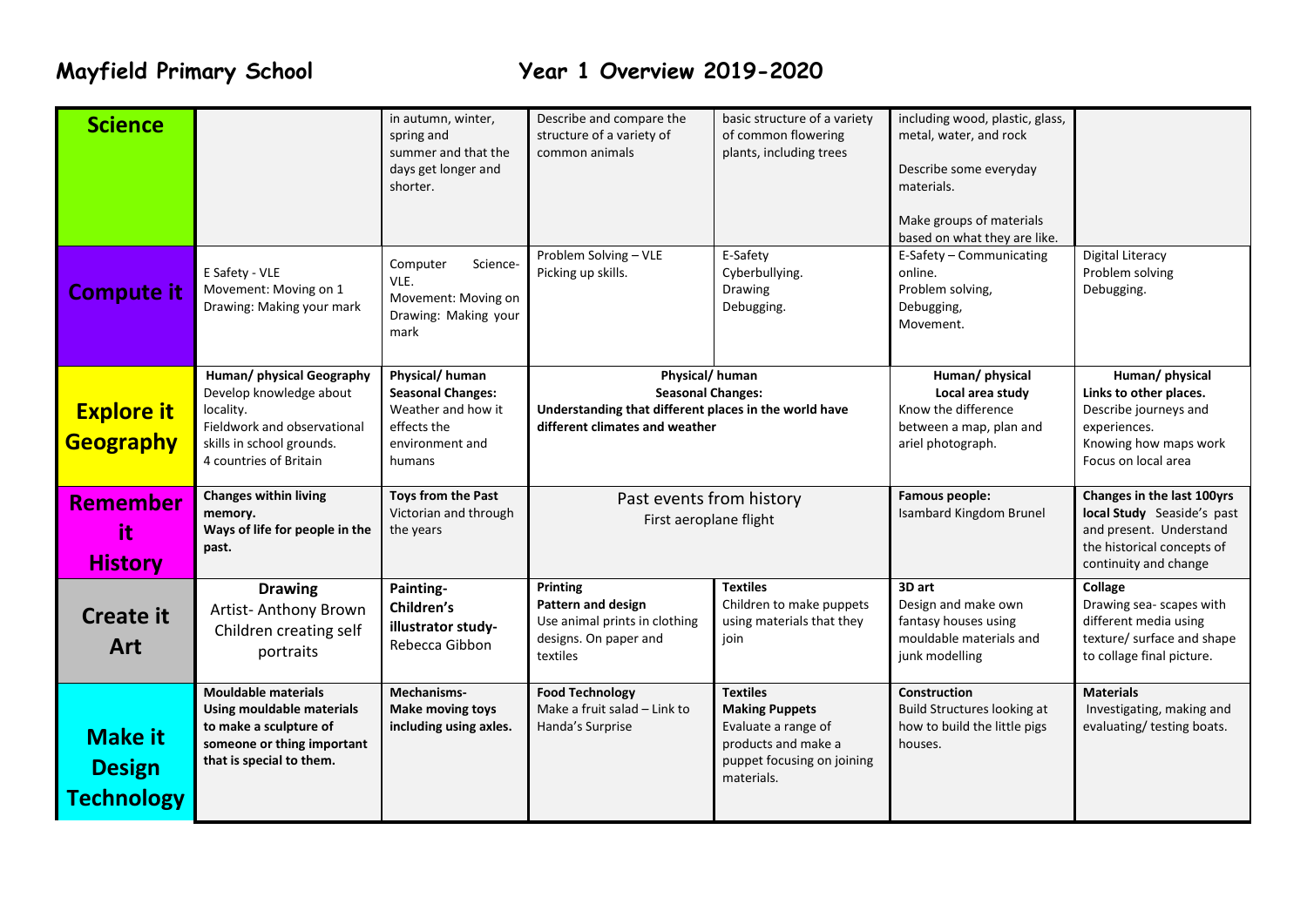# Mayfield Primary School Year 1 Overview 2019-2020

| | | | | | | |
|---|---|---|---|---|---|---|
| **Science** | | in autumn, winter, spring and summer and that the days get longer and shorter. | Describe and compare the structure of a variety of common animals | basic structure of a variety of common flowering plants, including trees | including wood, plastic, glass, metal, water, and rock<br><br>Describe some everyday materials.<br><br>Make groups of materials based on what they are like. | |
| **Compute it** | E Safety - VLE<br>Movement: Moving on 1<br>Drawing: Making your mark | Computer Science- VLE.<br>Movement: Moving on<br>Drawing: Making your mark | Problem Solving – VLE<br>Picking up skills. | E-Safety<br>Cyberbullying.<br>Drawing<br>Debugging. | E-Safety – Communicating online.<br>Problem solving,<br>Debugging,<br>Movement. | Digital Literacy<br>Problem solving<br>Debugging. |
| **Explore it Geography** | **Human/ physical Geography**<br>Develop knowledge about locality.<br>Fieldwork and observational skills in school grounds.<br>4 countries of Britain | **Physical/ human**<br>**Seasonal Changes:**<br>Weather and how it effects the environment and humans | **Physical/ human**<br>**Seasonal Changes:**<br>**Understanding that different places in the world have different climates and weather** | | **Human/ physical**<br>**Local area study**<br>Know the difference between a map, plan and ariel photograph. | **Human/ physical**<br>**Links to other places.**<br>Describe journeys and experiences.<br>Knowing how maps work<br>Focus on local area |
| **Remember it History** | **Changes within living memory.**<br>**Ways of life for people in the past.** | **Toys from the Past**<br>Victorian and through the years | Past events from history<br>First aeroplane flight | | **Famous people:**<br>Isambard Kingdom Brunel | **Changes in the last 100yrs local Study** Seaside's past and present. Understand the historical concepts of continuity and change |
| **Create it Art** | **Drawing**<br>Artist- Anthony Brown<br>Children creating self portraits | **Painting- Children's illustrator study-**<br>Rebecca Gibbon | **Printing**<br>**Pattern and design**<br>Use animal prints in clothing designs. On paper and textiles | **Textiles**<br>Children to make puppets using materials that they join | **3D art**<br>Design and make own fantasy houses using mouldable materials and junk modelling | **Collage**<br>Drawing sea- scapes with different media using texture/ surface and shape to collage final picture. |
| **Make it Design Technology** | **Mouldable materials**<br>**Using mouldable materials to make a sculpture of someone or thing important that is special to them.** | **Mechanisms-**<br>**Make moving toys including using axles.** | **Food Technology**<br>Make a fruit salad – Link to Handa's Surprise | **Textiles**<br>**Making Puppets**<br>Evaluate a range of products and make a puppet focusing on joining materials. | **Construction**<br>Build Structures looking at how to build the little pigs houses. | **Materials**<br>Investigating, making and evaluating/ testing boats. |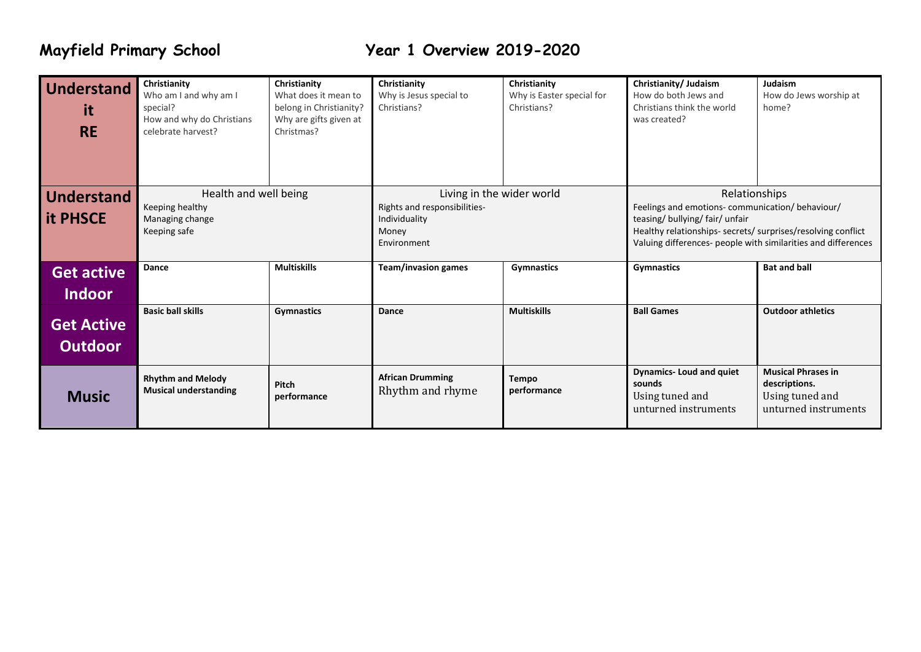**Mayfield Primary School** **Year 1 Overview 2019-2020**

| | | | | | | |
|---|---|---|---|---|---|---|
| **Understand it RE** | **Christianity**<br>Who am I and why am I special?<br>How and why do Christians celebrate harvest? | **Christianity**<br>What does it mean to belong in Christianity?<br>Why are gifts given at Christmas? | **Christianity**<br>Why is Jesus special to Christians? | **Christianity**<br>Why is Easter special for Christians? | **Christianity/ Judaism**<br>How do both Jews and Christians think the world was created? | **Judaism**<br>How do Jews worship at home? |
| **Understand it PHSCE** | Health and well being<br>Keeping healthy<br>Managing change<br>Keeping safe | | Living in the wider world<br>Rights and responsibilities-<br>Individuality<br>Money<br>Environment | | Relationships<br>Feelings and emotions- communication/ behaviour/ teasing/ bullying/ fair/ unfair<br>Healthy relationships- secrets/ surprises/resolving conflict<br>Valuing differences- people with similarities and differences | |
| **Get active Indoor** | **Dance** | **Multiskills** | **Team/invasion games** | **Gymnastics** | **Gymnastics** | **Bat and ball** |
| **Get Active Outdoor** | **Basic ball skills** | **Gymnastics** | **Dance** | **Multiskills** | **Ball Games** | **Outdoor athletics** |
| **Music** | **Rhythm and Melody**<br>**Musical understanding** | **Pitch**<br>**performance** | **African Drumming**<br>Rhythm and rhyme | **Tempo**<br>**performance** | **Dynamics- Loud and quiet sounds**<br>Using tuned and unturned instruments | **Musical Phrases in descriptions.**<br>Using tuned and unturned instruments |